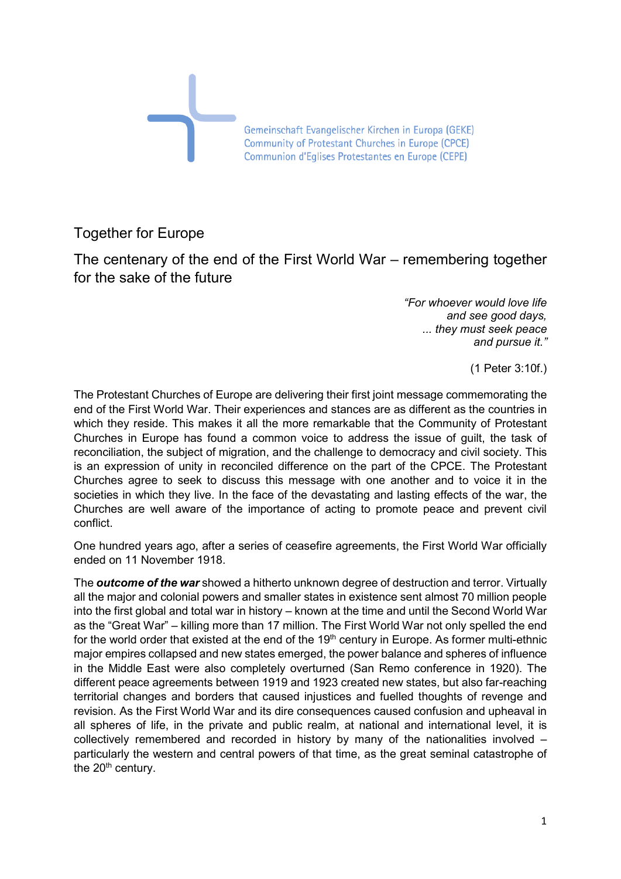Gemeinschaft Evangelischer Kirchen in Europa (GEKE)
Community of Protestant Churches in Europe (CPCE)
Communion d'Eglises Protestantes en Europe (CEPE)

# Together for Europe

## The centenary of the end of the First World War – remembering together for the sake of the future

*"For whoever would love life*
*and see good days,*
*... they must seek peace*
*and pursue it."*

(1 Peter 3:10f.)

The Protestant Churches of Europe are delivering their first joint message commemorating the end of the First World War. Their experiences and stances are as different as the countries in which they reside. This makes it all the more remarkable that the Community of Protestant Churches in Europe has found a common voice to address the issue of guilt, the task of reconciliation, the subject of migration, and the challenge to democracy and civil society. This is an expression of unity in reconciled difference on the part of the CPCE. The Protestant Churches agree to seek to discuss this message with one another and to voice it in the societies in which they live. In the face of the devastating and lasting effects of the war, the Churches are well aware of the importance of acting to promote peace and prevent civil conflict.

One hundred years ago, after a series of ceasefire agreements, the First World War officially ended on 11 November 1918.

The ***outcome of the war*** showed a hitherto unknown degree of destruction and terror. Virtually all the major and colonial powers and smaller states in existence sent almost 70 million people into the first global and total war in history – known at the time and until the Second World War as the "Great War" – killing more than 17 million. The First World War not only spelled the end for the world order that existed at the end of the 19th century in Europe. As former multi-ethnic major empires collapsed and new states emerged, the power balance and spheres of influence in the Middle East were also completely overturned (San Remo conference in 1920). The different peace agreements between 1919 and 1923 created new states, but also far-reaching territorial changes and borders that caused injustices and fuelled thoughts of revenge and revision. As the First World War and its dire consequences caused confusion and upheaval in all spheres of life, in the private and public realm, at national and international level, it is collectively remembered and recorded in history by many of the nationalities involved – particularly the western and central powers of that time, as the great seminal catastrophe of the 20th century.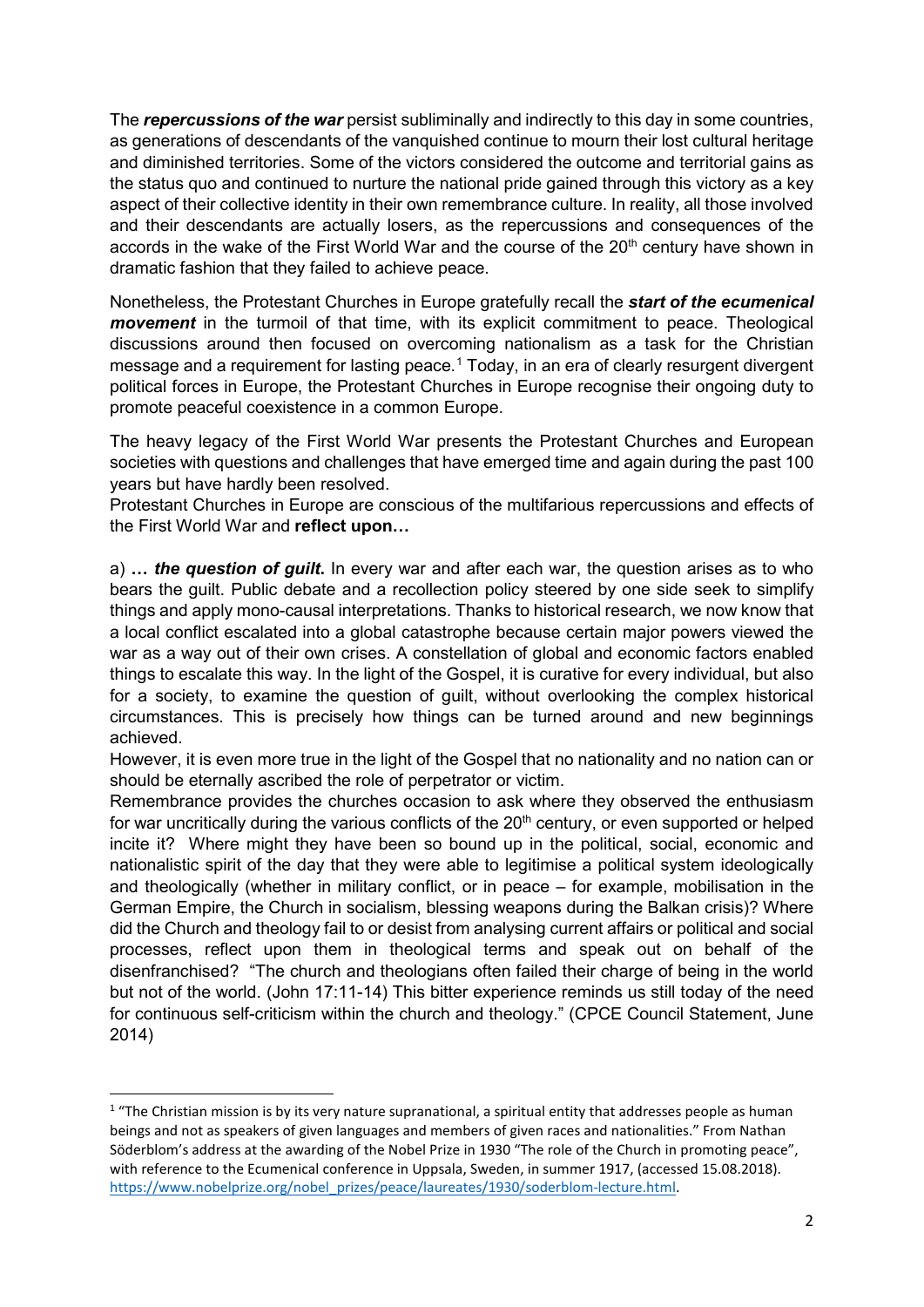The ***repercussions of the war*** persist subliminally and indirectly to this day in some countries, as generations of descendants of the vanquished continue to mourn their lost cultural heritage and diminished territories. Some of the victors considered the outcome and territorial gains as the status quo and continued to nurture the national pride gained through this victory as a key aspect of their collective identity in their own remembrance culture. In reality, all those involved and their descendants are actually losers, as the repercussions and consequences of the accords in the wake of the First World War and the course of the 20th century have shown in dramatic fashion that they failed to achieve peace.

Nonetheless, the Protestant Churches in Europe gratefully recall the ***start of the ecumenical movement*** in the turmoil of that time, with its explicit commitment to peace. Theological discussions around then focused on overcoming nationalism as a task for the Christian message and a requirement for lasting peace.[1] Today, in an era of clearly resurgent divergent political forces in Europe, the Protestant Churches in Europe recognise their ongoing duty to promote peaceful coexistence in a common Europe.

The heavy legacy of the First World War presents the Protestant Churches and European societies with questions and challenges that have emerged time and again during the past 100 years but have hardly been resolved.
Protestant Churches in Europe are conscious of the multifarious repercussions and effects of the First World War and **reflect upon…**

a) **…** ***the question of guilt.*** In every war and after each war, the question arises as to who bears the guilt. Public debate and a recollection policy steered by one side seek to simplify things and apply mono-causal interpretations. Thanks to historical research, we now know that a local conflict escalated into a global catastrophe because certain major powers viewed the war as a way out of their own crises. A constellation of global and economic factors enabled things to escalate this way. In the light of the Gospel, it is curative for every individual, but also for a society, to examine the question of guilt, without overlooking the complex historical circumstances. This is precisely how things can be turned around and new beginnings achieved.
However, it is even more true in the light of the Gospel that no nationality and no nation can or should be eternally ascribed the role of perpetrator or victim.
Remembrance provides the churches occasion to ask where they observed the enthusiasm for war uncritically during the various conflicts of the 20th century, or even supported or helped incite it? Where might they have been so bound up in the political, social, economic and nationalistic spirit of the day that they were able to legitimise a political system ideologically and theologically (whether in military conflict, or in peace – for example, mobilisation in the German Empire, the Church in socialism, blessing weapons during the Balkan crisis)? Where did the Church and theology fail to or desist from analysing current affairs or political and social processes, reflect upon them in theological terms and speak out on behalf of the disenfranchised? "The church and theologians often failed their charge of being in the world but not of the world. (John 17:11-14) This bitter experience reminds us still today of the need for continuous self-criticism within the church and theology." (CPCE Council Statement, June 2014)

---

[1] "The Christian mission is by its very nature supranational, a spiritual entity that addresses people as human beings and not as speakers of given languages and members of given races and nationalities." From Nathan Söderblom's address at the awarding of the Nobel Prize in 1930 "The role of the Church in promoting peace", with reference to the Ecumenical conference in Uppsala, Sweden, in summer 1917, (accessed 15.08.2018). https://www.nobelprize.org/nobel_prizes/peace/laureates/1930/soderblom-lecture.html.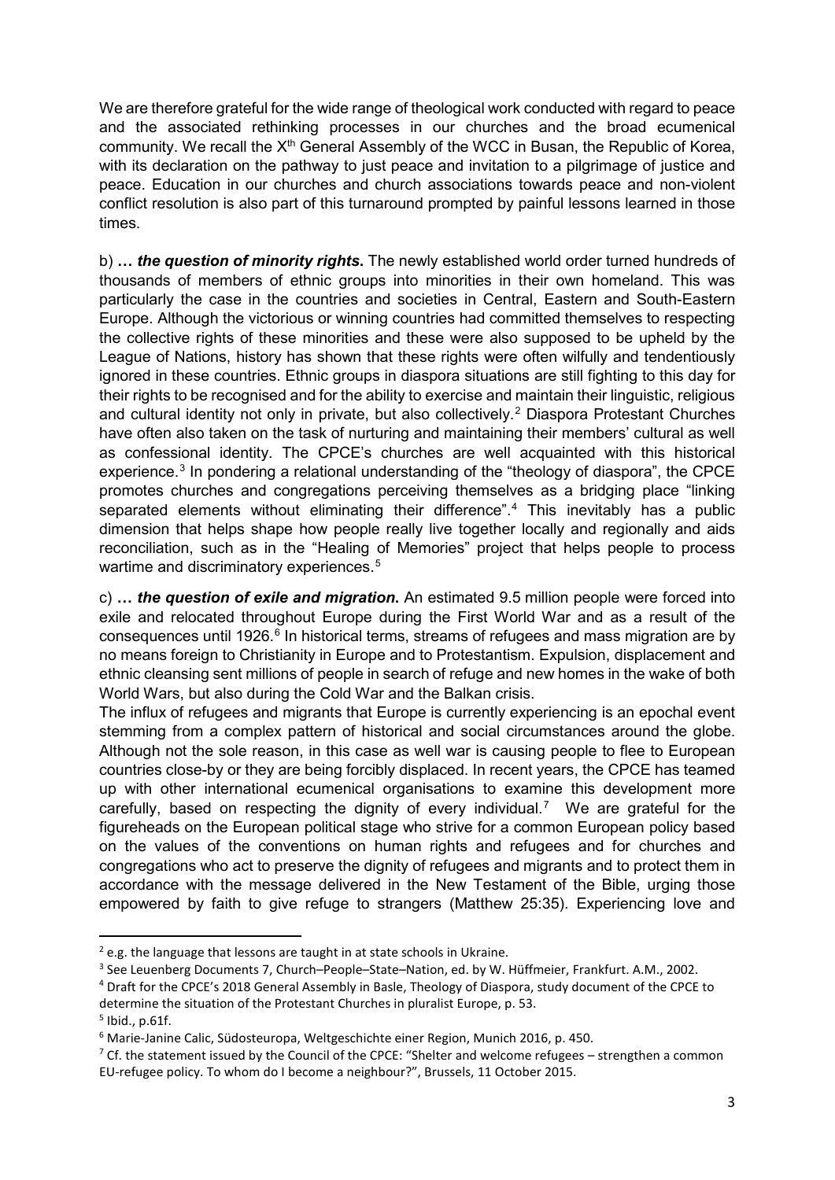We are therefore grateful for the wide range of theological work conducted with regard to peace and the associated rethinking processes in our churches and the broad ecumenical community. We recall the X$^{th}$ General Assembly of the WCC in Busan, the Republic of Korea, with its declaration on the pathway to just peace and invitation to a pilgrimage of justice and peace. Education in our churches and church associations towards peace and non-violent conflict resolution is also part of this turnaround prompted by painful lessons learned in those times.

b) ***… the question of minority rights.*** The newly established world order turned hundreds of thousands of members of ethnic groups into minorities in their own homeland. This was particularly the case in the countries and societies in Central, Eastern and South-Eastern Europe. Although the victorious or winning countries had committed themselves to respecting the collective rights of these minorities and these were also supposed to be upheld by the League of Nations, history has shown that these rights were often wilfully and tendentiously ignored in these countries. Ethnic groups in diaspora situations are still fighting to this day for their rights to be recognised and for the ability to exercise and maintain their linguistic, religious and cultural identity not only in private, but also collectively.[2] Diaspora Protestant Churches have often also taken on the task of nurturing and maintaining their members' cultural as well as confessional identity. The CPCE's churches are well acquainted with this historical experience.[3] In pondering a relational understanding of the "theology of diaspora", the CPCE promotes churches and congregations perceiving themselves as a bridging place "linking separated elements without eliminating their difference".[4] This inevitably has a public dimension that helps shape how people really live together locally and regionally and aids reconciliation, such as in the "Healing of Memories" project that helps people to process wartime and discriminatory experiences.[5]

c) ***… the question of exile and migration.*** An estimated 9.5 million people were forced into exile and relocated throughout Europe during the First World War and as a result of the consequences until 1926.[6] In historical terms, streams of refugees and mass migration are by no means foreign to Christianity in Europe and to Protestantism. Expulsion, displacement and ethnic cleansing sent millions of people in search of refuge and new homes in the wake of both World Wars, but also during the Cold War and the Balkan crisis.

The influx of refugees and migrants that Europe is currently experiencing is an epochal event stemming from a complex pattern of historical and social circumstances around the globe. Although not the sole reason, in this case as well war is causing people to flee to European countries close-by or they are being forcibly displaced. In recent years, the CPCE has teamed up with other international ecumenical organisations to examine this development more carefully, based on respecting the dignity of every individual.[7] We are grateful for the figureheads on the European political stage who strive for a common European policy based on the values of the conventions on human rights and refugees and for churches and congregations who act to preserve the dignity of refugees and migrants and to protect them in accordance with the message delivered in the New Testament of the Bible, urging those empowered by faith to give refuge to strangers (Matthew 25:35). Experiencing love and

---

[2] e.g. the language that lessons are taught in at state schools in Ukraine.

[3] See Leuenberg Documents 7, Church–People–State–Nation, ed. by W. Hüffmeier, Frankfurt. A.M., 2002.

[4] Draft for the CPCE's 2018 General Assembly in Basle, Theology of Diaspora, study document of the CPCE to determine the situation of the Protestant Churches in pluralist Europe, p. 53.

[5] Ibid., p.61f.

[6] Marie-Janine Calic, Südosteuropa, Weltgeschichte einer Region, Munich 2016, p. 450.

[7] Cf. the statement issued by the Council of the CPCE: "Shelter and welcome refugees – strengthen a common EU-refugee policy. To whom do I become a neighbour?", Brussels, 11 October 2015.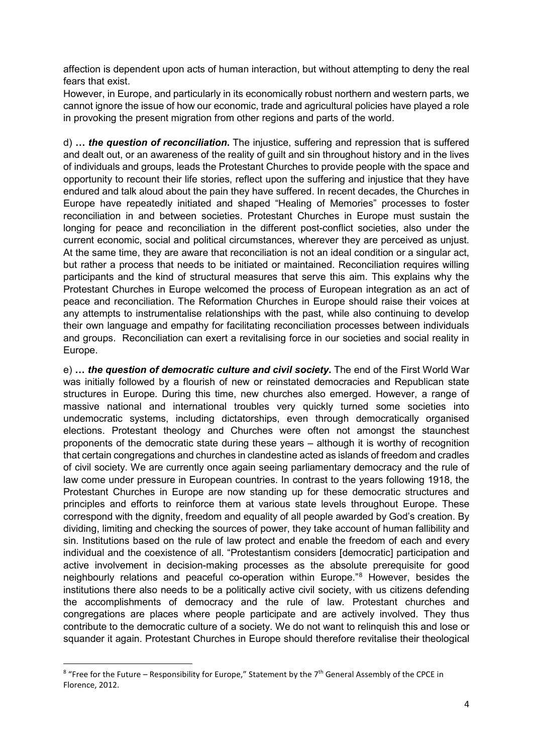affection is dependent upon acts of human interaction, but without attempting to deny the real fears that exist.
However, in Europe, and particularly in its economically robust northern and western parts, we cannot ignore the issue of how our economic, trade and agricultural policies have played a role in provoking the present migration from other regions and parts of the world.

d) ***… the question of reconciliation*.** The injustice, suffering and repression that is suffered and dealt out, or an awareness of the reality of guilt and sin throughout history and in the lives of individuals and groups, leads the Protestant Churches to provide people with the space and opportunity to recount their life stories, reflect upon the suffering and injustice that they have endured and talk aloud about the pain they have suffered. In recent decades, the Churches in Europe have repeatedly initiated and shaped "Healing of Memories" processes to foster reconciliation in and between societies. Protestant Churches in Europe must sustain the longing for peace and reconciliation in the different post-conflict societies, also under the current economic, social and political circumstances, wherever they are perceived as unjust. At the same time, they are aware that reconciliation is not an ideal condition or a singular act, but rather a process that needs to be initiated or maintained. Reconciliation requires willing participants and the kind of structural measures that serve this aim. This explains why the Protestant Churches in Europe welcomed the process of European integration as an act of peace and reconciliation. The Reformation Churches in Europe should raise their voices at any attempts to instrumentalise relationships with the past, while also continuing to develop their own language and empathy for facilitating reconciliation processes between individuals and groups. Reconciliation can exert a revitalising force in our societies and social reality in Europe.

e) ***… the question of democratic culture and civil society*.** The end of the First World War was initially followed by a flourish of new or reinstated democracies and Republican state structures in Europe. During this time, new churches also emerged. However, a range of massive national and international troubles very quickly turned some societies into undemocratic systems, including dictatorships, even through democratically organised elections. Protestant theology and Churches were often not amongst the staunchest proponents of the democratic state during these years – although it is worthy of recognition that certain congregations and churches in clandestine acted as islands of freedom and cradles of civil society. We are currently once again seeing parliamentary democracy and the rule of law come under pressure in European countries. In contrast to the years following 1918, the Protestant Churches in Europe are now standing up for these democratic structures and principles and efforts to reinforce them at various state levels throughout Europe. These correspond with the dignity, freedom and equality of all people awarded by God's creation. By dividing, limiting and checking the sources of power, they take account of human fallibility and sin. Institutions based on the rule of law protect and enable the freedom of each and every individual and the coexistence of all. "Protestantism considers [democratic] participation and active involvement in decision-making processes as the absolute prerequisite for good neighbourly relations and peaceful co-operation within Europe."[8] However, besides the institutions there also needs to be a politically active civil society, with us citizens defending the accomplishments of democracy and the rule of law. Protestant churches and congregations are places where people participate and are actively involved. They thus contribute to the democratic culture of a society. We do not want to relinquish this and lose or squander it again. Protestant Churches in Europe should therefore revitalise their theological

[8] "Free for the Future – Responsibility for Europe," Statement by the 7th General Assembly of the CPCE in Florence, 2012.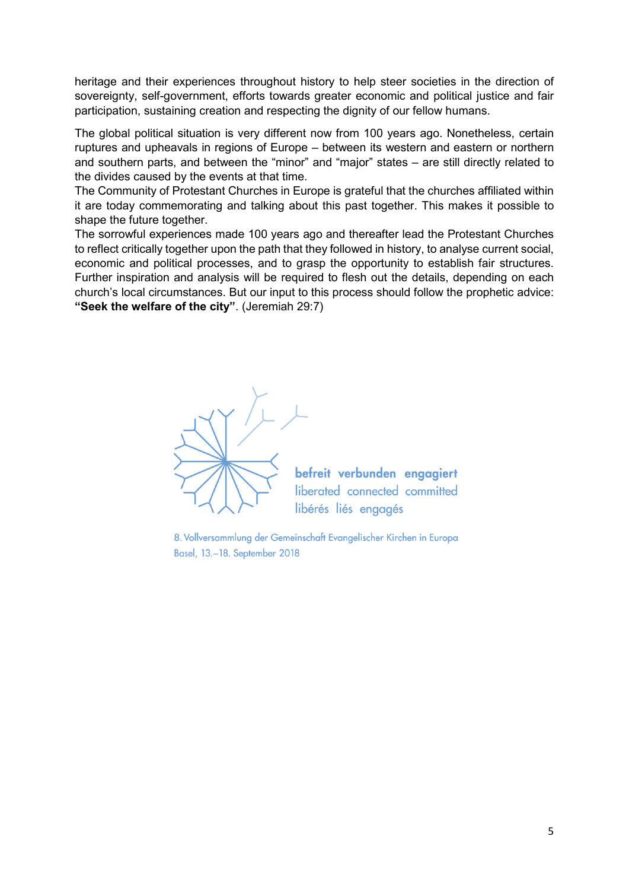heritage and their experiences throughout history to help steer societies in the direction of sovereignty, self-government, efforts towards greater economic and political justice and fair participation, sustaining creation and respecting the dignity of our fellow humans.

The global political situation is very different now from 100 years ago. Nonetheless, certain ruptures and upheavals in regions of Europe – between its western and eastern or northern and southern parts, and between the "minor" and "major" states – are still directly related to the divides caused by the events at that time.

The Community of Protestant Churches in Europe is grateful that the churches affiliated within it are today commemorating and talking about this past together. This makes it possible to shape the future together.

The sorrowful experiences made 100 years ago and thereafter lead the Protestant Churches to reflect critically together upon the path that they followed in history, to analyse current social, economic and political processes, and to grasp the opportunity to establish fair structures. Further inspiration and analysis will be required to flesh out the details, depending on each church's local circumstances. But our input to this process should follow the prophetic advice: **"Seek the welfare of the city"**. (Jeremiah 29:7)

**befreit verbunden engagiert**
liberated connected committed
libérés liés engagés

8. Vollversammlung der Gemeinschaft Evangelischer Kirchen in Europa
Basel, 13.–18. September 2018